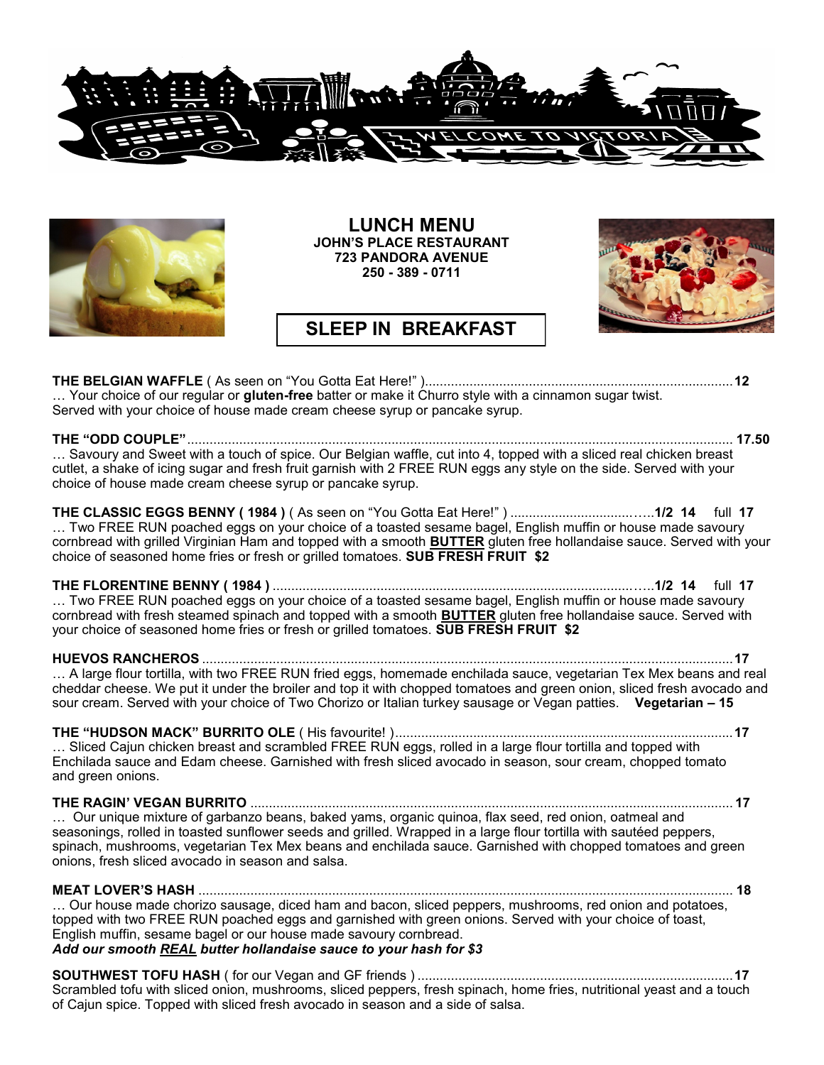# LUNCH MENU

**JOHN'S PLACE RESTAURANT**
**723 PANDORA AVENUE**
**250 - 389 - 0711**

## SLEEP IN BREAKFAST

**THE BELGIAN WAFFLE** ( As seen on "You Gotta Eat Here!" )........ **12**
… Your choice of our regular or **gluten-free** batter or make it Churro style with a cinnamon sugar twist. Served with your choice of house made cream cheese syrup or pancake syrup.

**THE "ODD COUPLE"**........ **17.50**
… Savoury and Sweet with a touch of spice. Our Belgian waffle, cut into 4, topped with a sliced real chicken breast cutlet, a shake of icing sugar and fresh fruit garnish with 2 FREE RUN eggs any style on the side. Served with your choice of house made cream cheese syrup or pancake syrup.

**THE CLASSIC EGGS BENNY ( 1984 )** ( As seen on "You Gotta Eat Here!" )........ **1/2 14** full **17**
… Two FREE RUN poached eggs on your choice of a toasted sesame bagel, English muffin or house made savoury cornbread with grilled Virginian Ham and topped with a smooth **BUTTER** gluten free hollandaise sauce. Served with your choice of seasoned home fries or fresh or grilled tomatoes. **SUB FRESH FRUIT $2**

**THE FLORENTINE BENNY ( 1984 )**........ **1/2 14** full **17**
… Two FREE RUN poached eggs on your choice of a toasted sesame bagel, English muffin or house made savoury cornbread with fresh steamed spinach and topped with a smooth **BUTTER** gluten free hollandaise sauce. Served with your choice of seasoned home fries or fresh or grilled tomatoes. **SUB FRESH FRUIT $2**

**HUEVOS RANCHEROS**........ **17**
… A large flour tortilla, with two FREE RUN fried eggs, homemade enchilada sauce, vegetarian Tex Mex beans and real cheddar cheese. We put it under the broiler and top it with chopped tomatoes and green onion, sliced fresh avocado and sour cream. Served with your choice of Two Chorizo or Italian turkey sausage or Vegan patties. **Vegetarian – 15**

**THE "HUDSON MACK" BURRITO OLE** ( His favourite! )........ **17**
… Sliced Cajun chicken breast and scrambled FREE RUN eggs, rolled in a large flour tortilla and topped with Enchilada sauce and Edam cheese. Garnished with fresh sliced avocado in season, sour cream, chopped tomato and green onions.

**THE RAGIN' VEGAN BURRITO**........ **17**
… Our unique mixture of garbanzo beans, baked yams, organic quinoa, flax seed, red onion, oatmeal and seasonings, rolled in toasted sunflower seeds and grilled. Wrapped in a large flour tortilla with sautéed peppers, spinach, mushrooms, vegetarian Tex Mex beans and enchilada sauce. Garnished with chopped tomatoes and green onions, fresh sliced avocado in season and salsa.

**MEAT LOVER'S HASH**........ **18**
… Our house made chorizo sausage, diced ham and bacon, sliced peppers, mushrooms, red onion and potatoes, topped with two FREE RUN poached eggs and garnished with green onions. Served with your choice of toast, English muffin, sesame bagel or our house made savoury cornbread.
***Add our smooth REAL butter hollandaise sauce to your hash for $3***

**SOUTHWEST TOFU HASH** ( for our Vegan and GF friends )........ **17**
Scrambled tofu with sliced onion, mushrooms, sliced peppers, fresh spinach, home fries, nutritional yeast and a touch of Cajun spice. Topped with sliced fresh avocado in season and a side of salsa.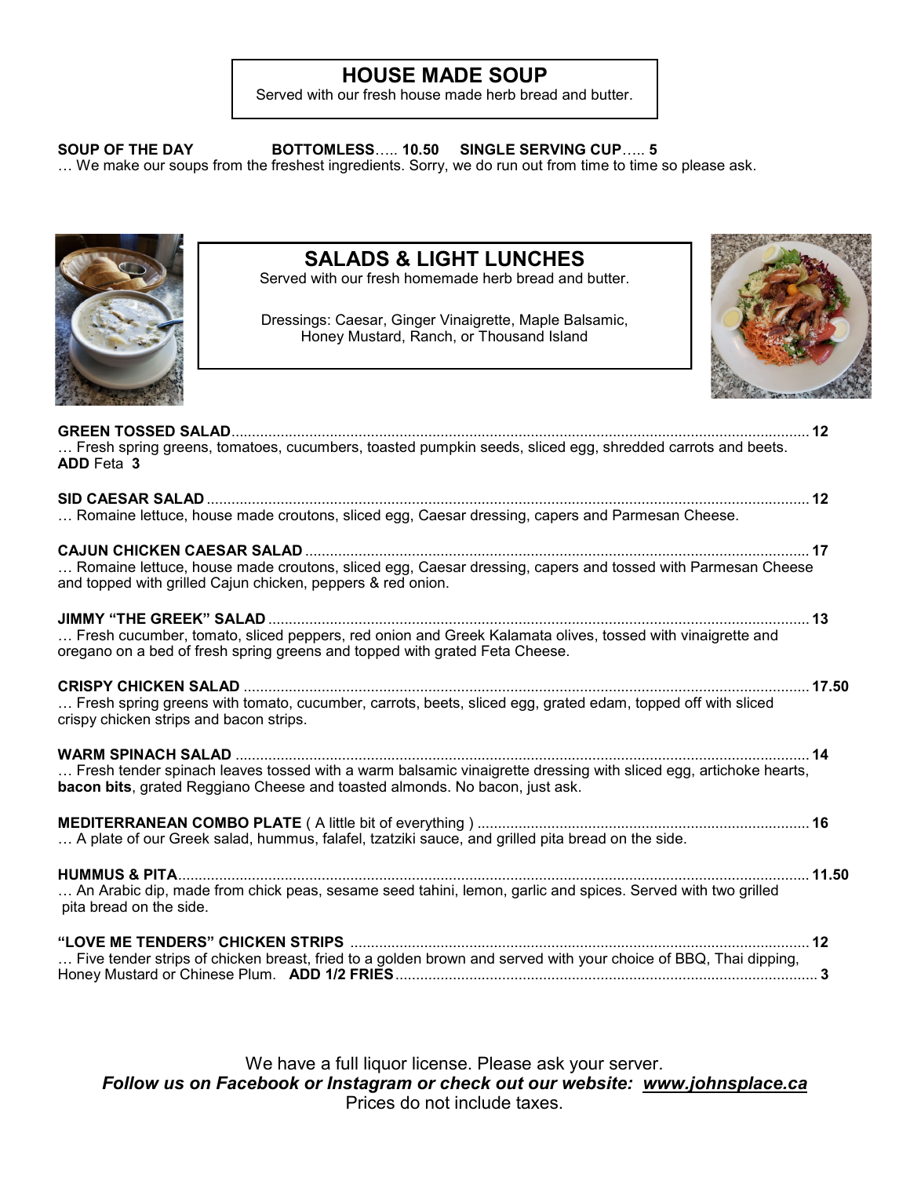## HOUSE MADE SOUP

Served with our fresh house made herb bread and butter.

**SOUP OF THE DAY** **BOTTOMLESS**….. **10.50** **SINGLE SERVING CUP**….. **5**

… We make our soups from the freshest ingredients. Sorry, we do run out from time to time so please ask.

## SALADS & LIGHT LUNCHES

Served with our fresh homemade herb bread and butter.

Dressings: Caesar, Ginger Vinaigrette, Maple Balsamic, Honey Mustard, Ranch, or Thousand Island

**GREEN TOSSED SALAD**.......... **12**

… Fresh spring greens, tomatoes, cucumbers, toasted pumpkin seeds, sliced egg, shredded carrots and beets.
**ADD** Feta **3**

**SID CAESAR SALAD**.......... **12**

… Romaine lettuce, house made croutons, sliced egg, Caesar dressing, capers and Parmesan Cheese.

**CAJUN CHICKEN CAESAR SALAD**.......... **17**

… Romaine lettuce, house made croutons, sliced egg, Caesar dressing, capers and tossed with Parmesan Cheese and topped with grilled Cajun chicken, peppers & red onion.

**JIMMY "THE GREEK" SALAD**.......... **13**

… Fresh cucumber, tomato, sliced peppers, red onion and Greek Kalamata olives, tossed with vinaigrette and oregano on a bed of fresh spring greens and topped with grated Feta Cheese.

**CRISPY CHICKEN SALAD**.......... **17.50**

… Fresh spring greens with tomato, cucumber, carrots, beets, sliced egg, grated edam, topped off with sliced crispy chicken strips and bacon strips.

**WARM SPINACH SALAD**.......... **14**

… Fresh tender spinach leaves tossed with a warm balsamic vinaigrette dressing with sliced egg, artichoke hearts, **bacon bits**, grated Reggiano Cheese and toasted almonds. No bacon, just ask.

**MEDITERRANEAN COMBO PLATE** ( A little bit of everything ).......... **16**

… A plate of our Greek salad, hummus, falafel, tzatziki sauce, and grilled pita bread on the side.

**HUMMUS & PITA**.......... **11.50**

… An Arabic dip, made from chick peas, sesame seed tahini, lemon, garlic and spices. Served with two grilled pita bread on the side.

**"LOVE ME TENDERS" CHICKEN STRIPS**.......... **12**

… Five tender strips of chicken breast, fried to a golden brown and served with your choice of BBQ, Thai dipping, Honey Mustard or Chinese Plum. **ADD 1/2 FRIES**.......... **3**

We have a full liquor license. Please ask your server.

***Follow us on Facebook or Instagram or check out our website: www.johnsplace.ca***

Prices do not include taxes.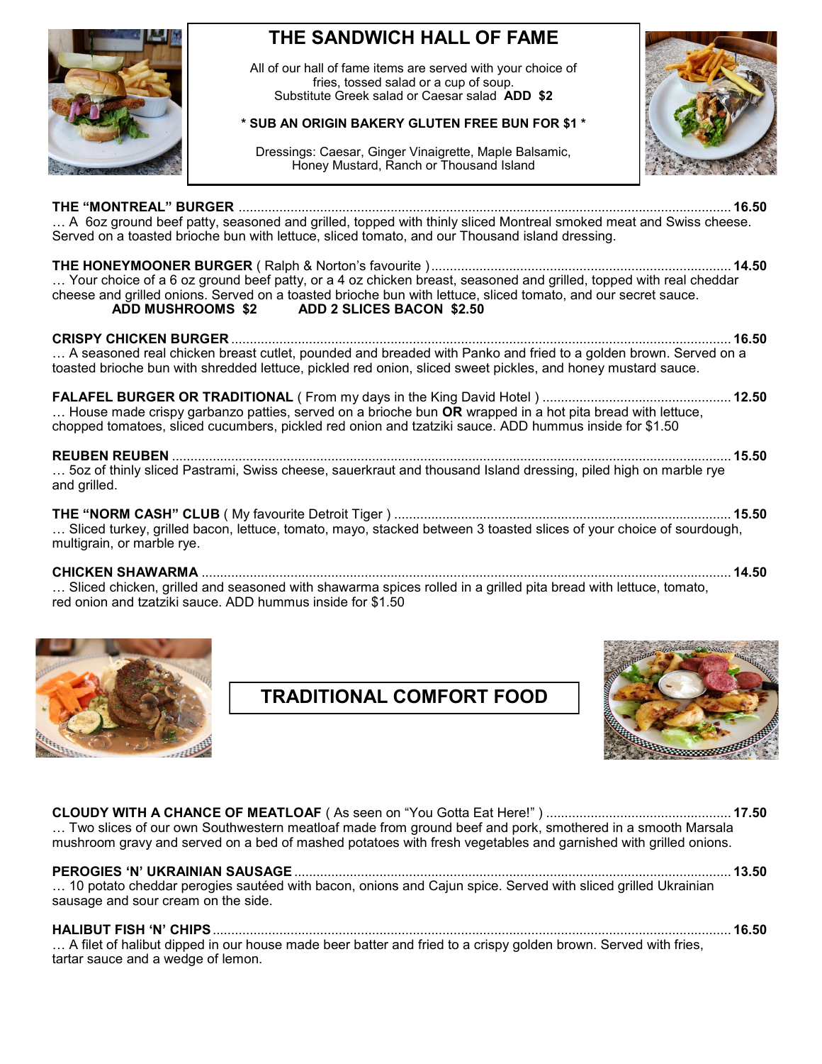# THE SANDWICH HALL OF FAME

All of our hall of fame items are served with your choice of fries, tossed salad or a cup of soup.
Substitute Greek salad or Caesar salad **ADD $2**

**\* SUB AN ORIGIN BAKERY GLUTEN FREE BUN FOR $1 \***

Dressings: Caesar, Ginger Vinaigrette, Maple Balsamic, Honey Mustard, Ranch or Thousand Island

**THE "MONTREAL" BURGER** .................................................. **16.50**
… A 6oz ground beef patty, seasoned and grilled, topped with thinly sliced Montreal smoked meat and Swiss cheese. Served on a toasted brioche bun with lettuce, sliced tomato, and our Thousand island dressing.

**THE HONEYMOONER BURGER** ( Ralph & Norton's favourite ) .................................................. **14.50**
… Your choice of a 6 oz ground beef patty, or a 4 oz chicken breast, seasoned and grilled, topped with real cheddar cheese and grilled onions. Served on a toasted brioche bun with lettuce, sliced tomato, and our secret sauce.
**ADD MUSHROOMS $2** **ADD 2 SLICES BACON $2.50**

**CRISPY CHICKEN BURGER** .................................................. **16.50**
… A seasoned real chicken breast cutlet, pounded and breaded with Panko and fried to a golden brown. Served on a toasted brioche bun with shredded lettuce, pickled red onion, sliced sweet pickles, and honey mustard sauce.

**FALAFEL BURGER OR TRADITIONAL** ( From my days in the King David Hotel ) .................................................. **12.50**
… House made crispy garbanzo patties, served on a brioche bun **OR** wrapped in a hot pita bread with lettuce, chopped tomatoes, sliced cucumbers, pickled red onion and tzatziki sauce. ADD hummus inside for $1.50

**REUBEN REUBEN** .................................................. **15.50**
… 5oz of thinly sliced Pastrami, Swiss cheese, sauerkraut and thousand Island dressing, piled high on marble rye and grilled.

**THE "NORM CASH" CLUB** ( My favourite Detroit Tiger ) .................................................. **15.50**
… Sliced turkey, grilled bacon, lettuce, tomato, mayo, stacked between 3 toasted slices of your choice of sourdough, multigrain, or marble rye.

**CHICKEN SHAWARMA** .................................................. **14.50**
… Sliced chicken, grilled and seasoned with shawarma spices rolled in a grilled pita bread with lettuce, tomato, red onion and tzatziki sauce. ADD hummus inside for $1.50

# TRADITIONAL COMFORT FOOD

**CLOUDY WITH A CHANCE OF MEATLOAF** ( As seen on "You Gotta Eat Here!" ) .................................................. **17.50**
… Two slices of our own Southwestern meatloaf made from ground beef and pork, smothered in a smooth Marsala mushroom gravy and served on a bed of mashed potatoes with fresh vegetables and garnished with grilled onions.

**PEROGIES 'N' UKRAINIAN SAUSAGE** .................................................. **13.50**
… 10 potato cheddar perogies sautéed with bacon, onions and Cajun spice. Served with sliced grilled Ukrainian sausage and sour cream on the side.

**HALIBUT FISH 'N' CHIPS** .................................................. **16.50**
… A filet of halibut dipped in our house made beer batter and fried to a crispy golden brown. Served with fries, tartar sauce and a wedge of lemon.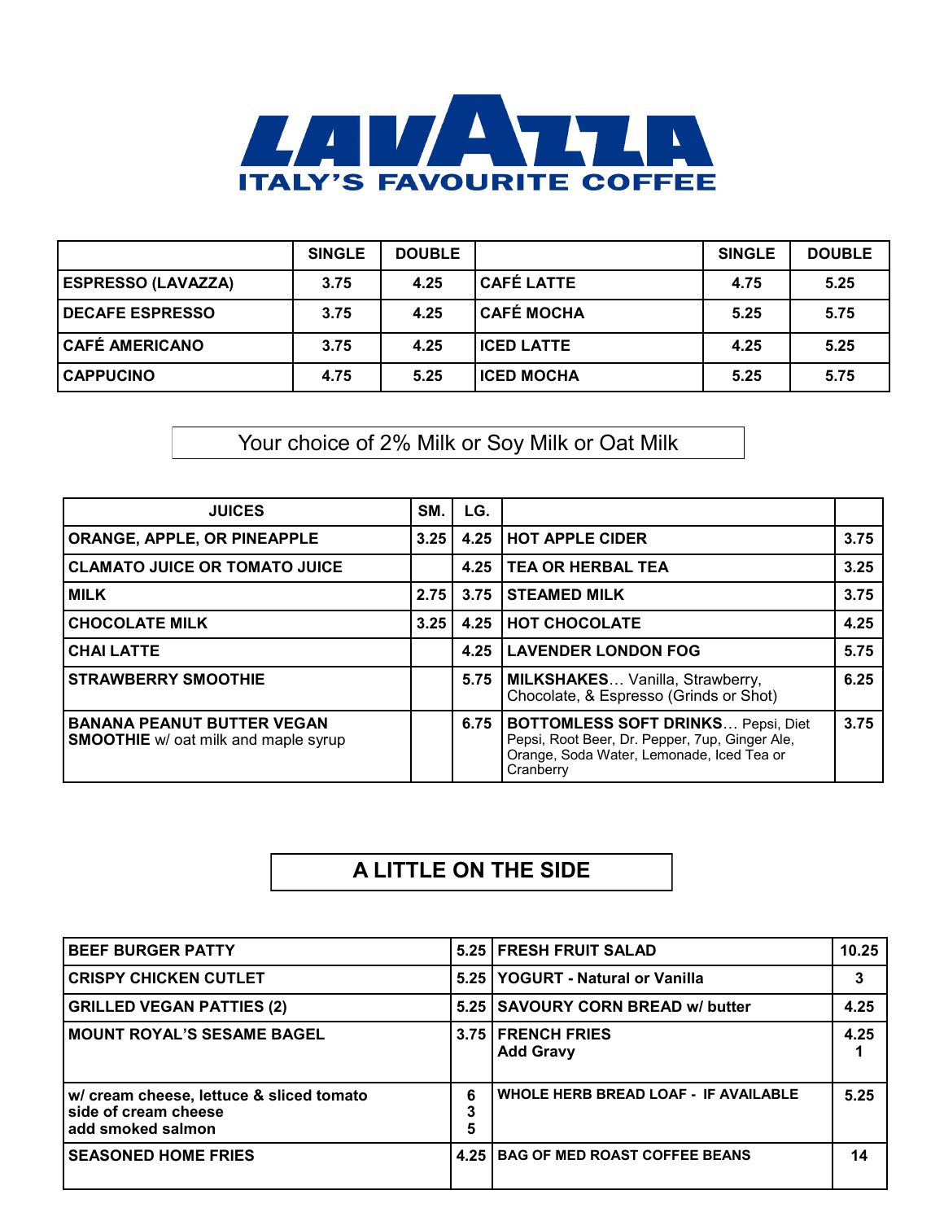# LAVAZZA

ITALY'S FAVOURITE COFFEE

| | SINGLE | DOUBLE | | SINGLE | DOUBLE |
|---|---|---|---|---|---|
| **ESPRESSO (LAVAZZA)** | 3.75 | 4.25 | **CAFÉ LATTE** | 4.75 | 5.25 |
| **DECAFE ESPRESSO** | 3.75 | 4.25 | **CAFÉ MOCHA** | 5.25 | 5.75 |
| **CAFÉ AMERICANO** | 3.75 | 4.25 | **ICED LATTE** | 4.25 | 5.25 |
| **CAPPUCINO** | 4.75 | 5.25 | **ICED MOCHA** | 5.25 | 5.75 |

Your choice of 2% Milk or Soy Milk or Oat Milk

| JUICES | SM. | LG. | | |
|---|---|---|---|---|
| **ORANGE, APPLE, OR PINEAPPLE** | 3.25 | 4.25 | **HOT APPLE CIDER** | 3.75 |
| **CLAMATO JUICE OR TOMATO JUICE** | | 4.25 | **TEA OR HERBAL TEA** | 3.25 |
| **MILK** | 2.75 | 3.75 | **STEAMED MILK** | 3.75 |
| **CHOCOLATE MILK** | 3.25 | 4.25 | **HOT CHOCOLATE** | 4.25 |
| **CHAI LATTE** | | 4.25 | **LAVENDER LONDON FOG** | 5.75 |
| **STRAWBERRY SMOOTHIE** | | 5.75 | **MILKSHAKES**… Vanilla, Strawberry, Chocolate, & Espresso (Grinds or Shot) | 6.25 |
| **BANANA PEANUT BUTTER VEGAN SMOOTHIE** w/ oat milk and maple syrup | | 6.75 | **BOTTOMLESS SOFT DRINKS**… Pepsi, Diet Pepsi, Root Beer, Dr. Pepper, 7up, Ginger Ale, Orange, Soda Water, Lemonade, Iced Tea or Cranberry | 3.75 |

## A LITTLE ON THE SIDE

| | | | |
|---|---|---|---|
| **BEEF BURGER PATTY** | 5.25 | **FRESH FRUIT SALAD** | 10.25 |
| **CRISPY CHICKEN CUTLET** | 5.25 | **YOGURT - Natural or Vanilla** | 3 |
| **GRILLED VEGAN PATTIES (2)** | 5.25 | **SAVOURY CORN BREAD w/ butter** | 4.25 |
| **MOUNT ROYAL'S SESAME BAGEL** | 3.75 | **FRENCH FRIES**<br>**Add Gravy** | 4.25<br>1 |
| **w/ cream cheese, lettuce & sliced tomato**<br>**side of cream cheese**<br>**add smoked salmon** | 6<br>3<br>5 | **WHOLE HERB BREAD LOAF - IF AVAILABLE** | 5.25 |
| **SEASONED HOME FRIES** | 4.25 | **BAG OF MED ROAST COFFEE BEANS** | 14 |